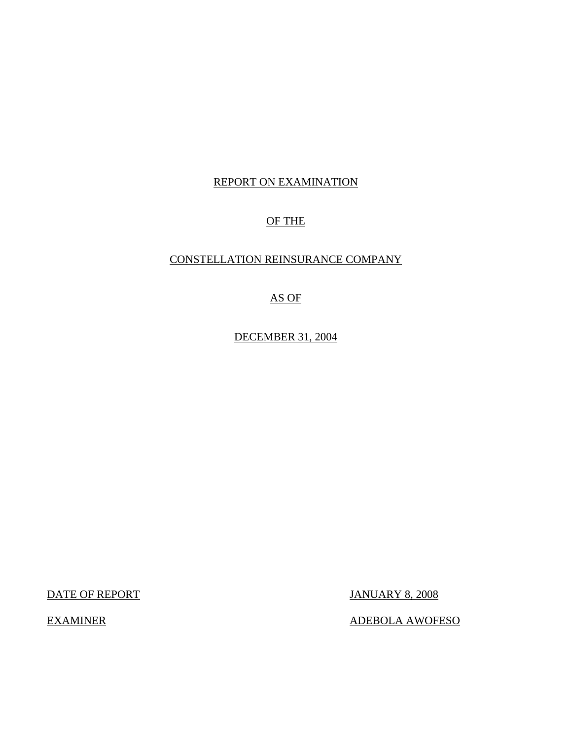REPORT ON EXAMINATION

OF THE

CONSTELLATION REINSURANCE COMPANY

AS OF

DECEMBER 31, 2004

DATE OF REPORT JANUARY 8, 2008

EXAMINER ADEBOLA AWOFESO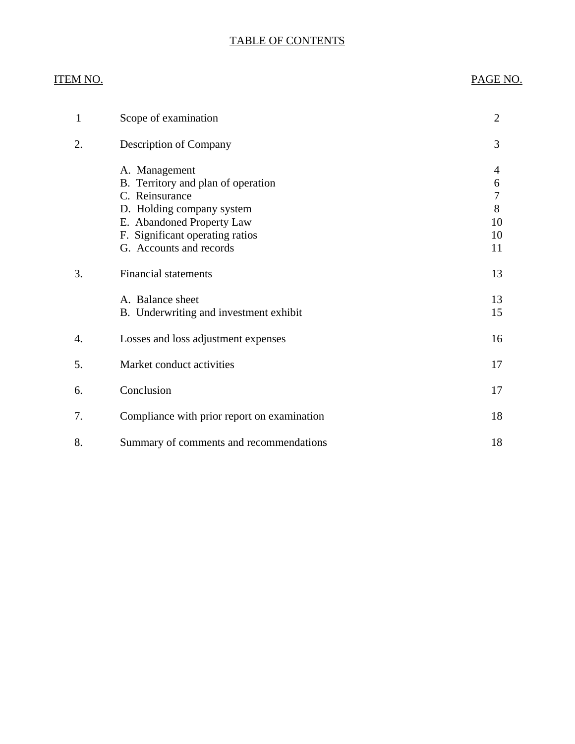# TABLE OF CONTENTS

| ITEM NO. | | PAGE NO. |
|---|---|---|
| 1 | Scope of examination | 2 |
| 2. | Description of Company | 3 |
| | A. Management | 4 |
| | B. Territory and plan of operation | 6 |
| | C. Reinsurance | 7 |
| | D. Holding company system | 8 |
| | E. Abandoned Property Law | 10 |
| | F. Significant operating ratios | 10 |
| | G. Accounts and records | 11 |
| 3. | Financial statements | 13 |
| | A. Balance sheet | 13 |
| | B. Underwriting and investment exhibit | 15 |
| 4. | Losses and loss adjustment expenses | 16 |
| 5. | Market conduct activities | 17 |
| 6. | Conclusion | 17 |
| 7. | Compliance with prior report on examination | 18 |
| 8. | Summary of comments and recommendations | 18 |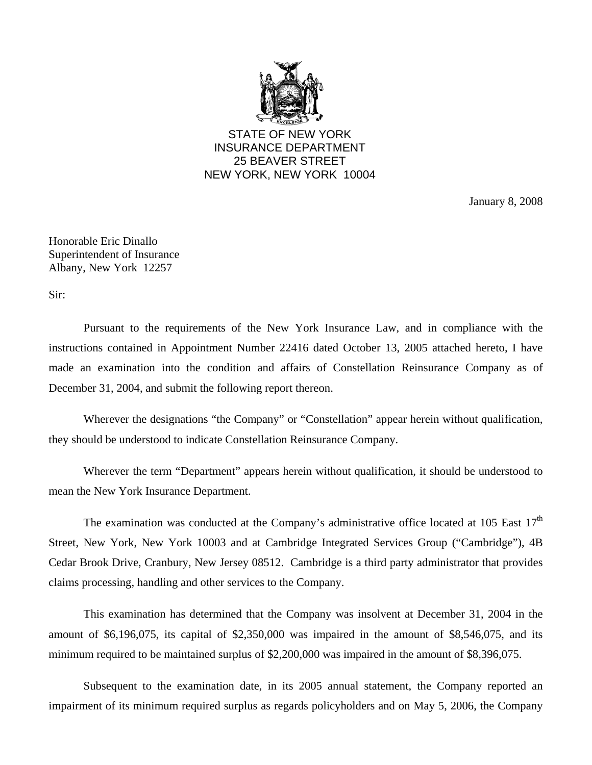STATE OF NEW YORK
INSURANCE DEPARTMENT
25 BEAVER STREET
NEW YORK, NEW YORK 10004

January 8, 2008

Honorable Eric Dinallo
Superintendent of Insurance
Albany, New York 12257

Sir:

Pursuant to the requirements of the New York Insurance Law, and in compliance with the instructions contained in Appointment Number 22416 dated October 13, 2005 attached hereto, I have made an examination into the condition and affairs of Constellation Reinsurance Company as of December 31, 2004, and submit the following report thereon.

Wherever the designations "the Company" or "Constellation" appear herein without qualification, they should be understood to indicate Constellation Reinsurance Company.

Wherever the term "Department" appears herein without qualification, it should be understood to mean the New York Insurance Department.

The examination was conducted at the Company's administrative office located at 105 East 17th Street, New York, New York 10003 and at Cambridge Integrated Services Group ("Cambridge"), 4B Cedar Brook Drive, Cranbury, New Jersey 08512. Cambridge is a third party administrator that provides claims processing, handling and other services to the Company.

This examination has determined that the Company was insolvent at December 31, 2004 in the amount of $6,196,075, its capital of $2,350,000 was impaired in the amount of $8,546,075, and its minimum required to be maintained surplus of $2,200,000 was impaired in the amount of $8,396,075.

Subsequent to the examination date, in its 2005 annual statement, the Company reported an impairment of its minimum required surplus as regards policyholders and on May 5, 2006, the Company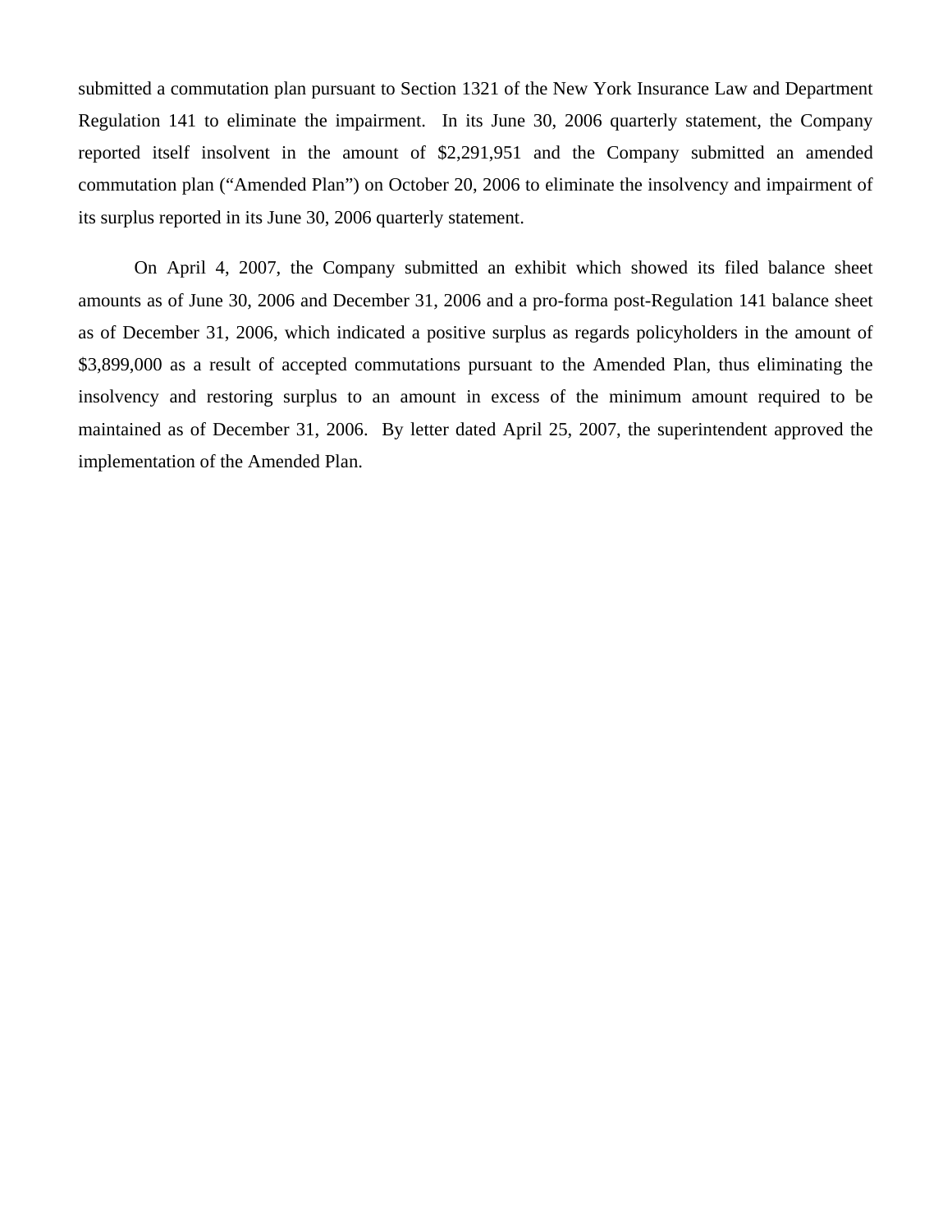submitted a commutation plan pursuant to Section 1321 of the New York Insurance Law and Department Regulation 141 to eliminate the impairment. In its June 30, 2006 quarterly statement, the Company reported itself insolvent in the amount of $2,291,951 and the Company submitted an amended commutation plan ("Amended Plan") on October 20, 2006 to eliminate the insolvency and impairment of its surplus reported in its June 30, 2006 quarterly statement.

On April 4, 2007, the Company submitted an exhibit which showed its filed balance sheet amounts as of June 30, 2006 and December 31, 2006 and a pro-forma post-Regulation 141 balance sheet as of December 31, 2006, which indicated a positive surplus as regards policyholders in the amount of $3,899,000 as a result of accepted commutations pursuant to the Amended Plan, thus eliminating the insolvency and restoring surplus to an amount in excess of the minimum amount required to be maintained as of December 31, 2006. By letter dated April 25, 2007, the superintendent approved the implementation of the Amended Plan.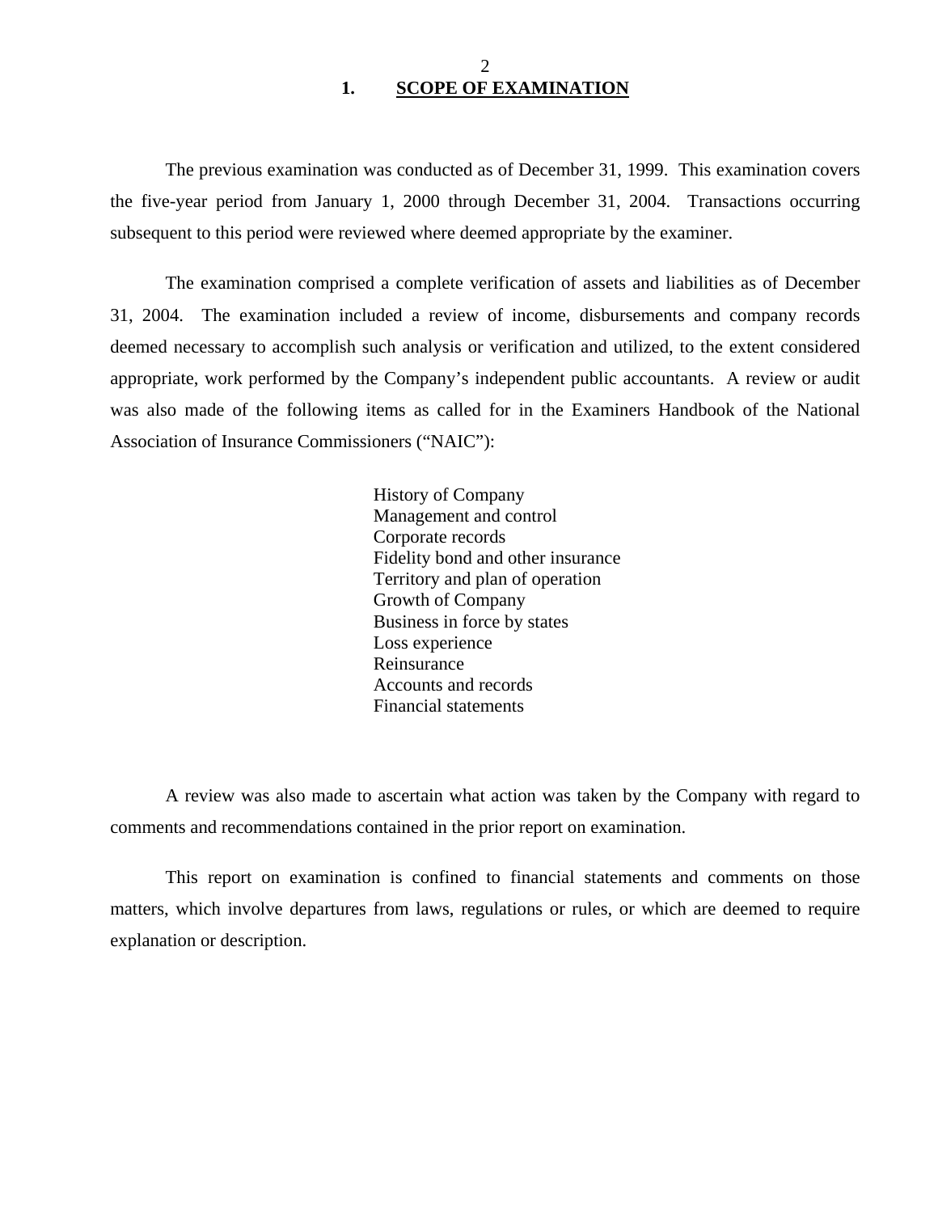## 1. SCOPE OF EXAMINATION

The previous examination was conducted as of December 31, 1999. This examination covers the five-year period from January 1, 2000 through December 31, 2004. Transactions occurring subsequent to this period were reviewed where deemed appropriate by the examiner.

The examination comprised a complete verification of assets and liabilities as of December 31, 2004. The examination included a review of income, disbursements and company records deemed necessary to accomplish such analysis or verification and utilized, to the extent considered appropriate, work performed by the Company's independent public accountants. A review or audit was also made of the following items as called for in the Examiners Handbook of the National Association of Insurance Commissioners ("NAIC"):

History of Company
Management and control
Corporate records
Fidelity bond and other insurance
Territory and plan of operation
Growth of Company
Business in force by states
Loss experience
Reinsurance
Accounts and records
Financial statements

A review was also made to ascertain what action was taken by the Company with regard to comments and recommendations contained in the prior report on examination.

This report on examination is confined to financial statements and comments on those matters, which involve departures from laws, regulations or rules, or which are deemed to require explanation or description.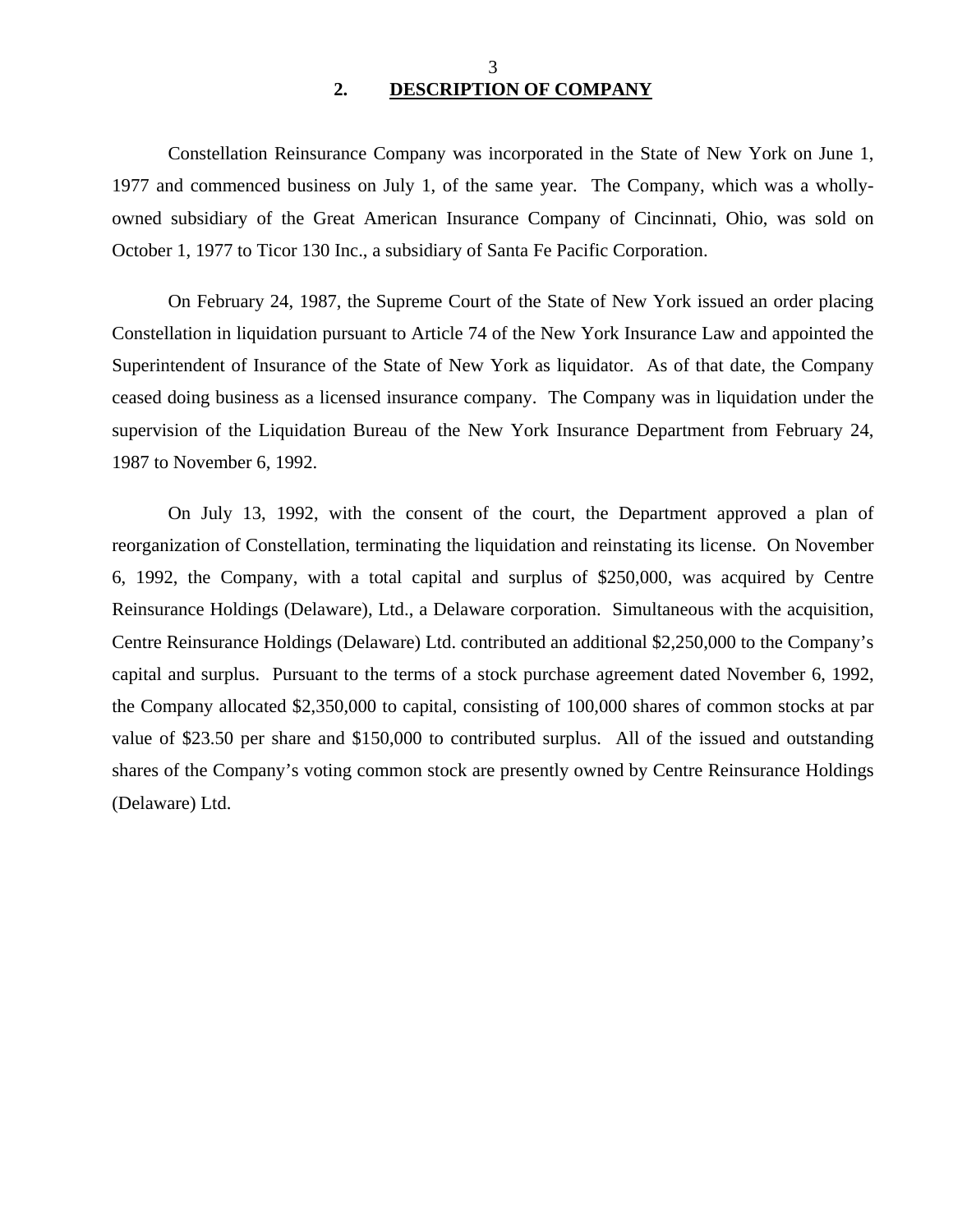## 2. DESCRIPTION OF COMPANY

Constellation Reinsurance Company was incorporated in the State of New York on June 1, 1977 and commenced business on July 1, of the same year. The Company, which was a wholly-owned subsidiary of the Great American Insurance Company of Cincinnati, Ohio, was sold on October 1, 1977 to Ticor 130 Inc., a subsidiary of Santa Fe Pacific Corporation.

On February 24, 1987, the Supreme Court of the State of New York issued an order placing Constellation in liquidation pursuant to Article 74 of the New York Insurance Law and appointed the Superintendent of Insurance of the State of New York as liquidator. As of that date, the Company ceased doing business as a licensed insurance company. The Company was in liquidation under the supervision of the Liquidation Bureau of the New York Insurance Department from February 24, 1987 to November 6, 1992.

On July 13, 1992, with the consent of the court, the Department approved a plan of reorganization of Constellation, terminating the liquidation and reinstating its license. On November 6, 1992, the Company, with a total capital and surplus of $250,000, was acquired by Centre Reinsurance Holdings (Delaware), Ltd., a Delaware corporation. Simultaneous with the acquisition, Centre Reinsurance Holdings (Delaware) Ltd. contributed an additional $2,250,000 to the Company's capital and surplus. Pursuant to the terms of a stock purchase agreement dated November 6, 1992, the Company allocated $2,350,000 to capital, consisting of 100,000 shares of common stocks at par value of $23.50 per share and $150,000 to contributed surplus. All of the issued and outstanding shares of the Company's voting common stock are presently owned by Centre Reinsurance Holdings (Delaware) Ltd.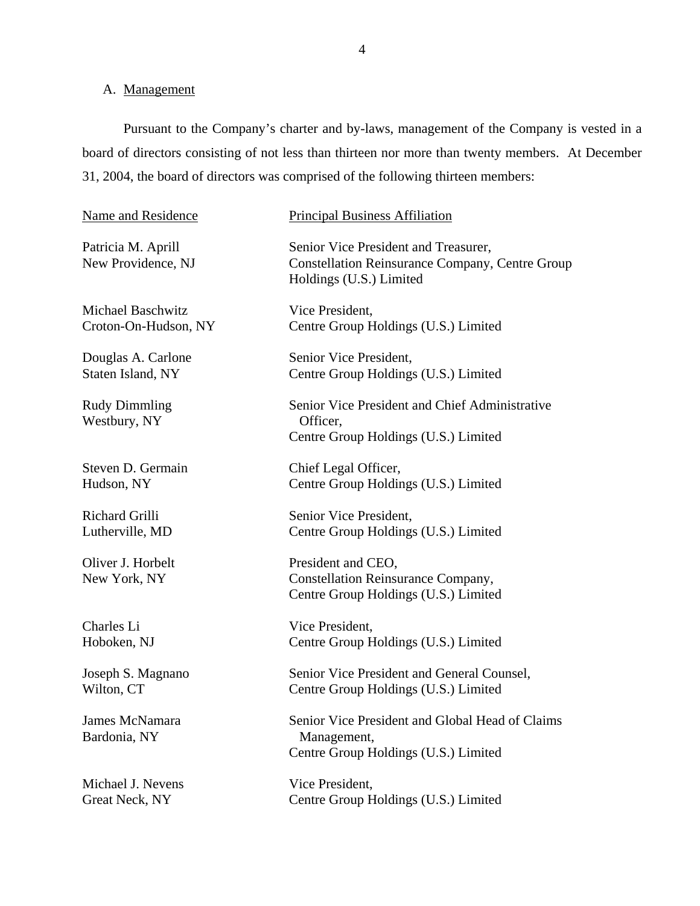A. Management

Pursuant to the Company's charter and by-laws, management of the Company is vested in a board of directors consisting of not less than thirteen nor more than twenty members. At December 31, 2004, the board of directors was comprised of the following thirteen members:

| Name and Residence | Principal Business Affiliation |
| --- | --- |
| Patricia M. Aprill<br>New Providence, NJ | Senior Vice President and Treasurer,<br>Constellation Reinsurance Company, Centre Group Holdings (U.S.) Limited |
| Michael Baschwitz<br>Croton-On-Hudson, NY | Vice President,<br>Centre Group Holdings (U.S.) Limited |
| Douglas A. Carlone<br>Staten Island, NY | Senior Vice President,<br>Centre Group Holdings (U.S.) Limited |
| Rudy Dimmling<br>Westbury, NY | Senior Vice President and Chief Administrative Officer,<br>Centre Group Holdings (U.S.) Limited |
| Steven D. Germain<br>Hudson, NY | Chief Legal Officer,<br>Centre Group Holdings (U.S.) Limited |
| Richard Grilli<br>Lutherville, MD | Senior Vice President,<br>Centre Group Holdings (U.S.) Limited |
| Oliver J. Horbelt<br>New York, NY | President and CEO,<br>Constellation Reinsurance Company,<br>Centre Group Holdings (U.S.) Limited |
| Charles Li<br>Hoboken, NJ | Vice President,<br>Centre Group Holdings (U.S.) Limited |
| Joseph S. Magnano<br>Wilton, CT | Senior Vice President and General Counsel,<br>Centre Group Holdings (U.S.) Limited |
| James McNamara<br>Bardonia, NY | Senior Vice President and Global Head of Claims Management,<br>Centre Group Holdings (U.S.) Limited |
| Michael J. Nevens<br>Great Neck, NY | Vice President,<br>Centre Group Holdings (U.S.) Limited |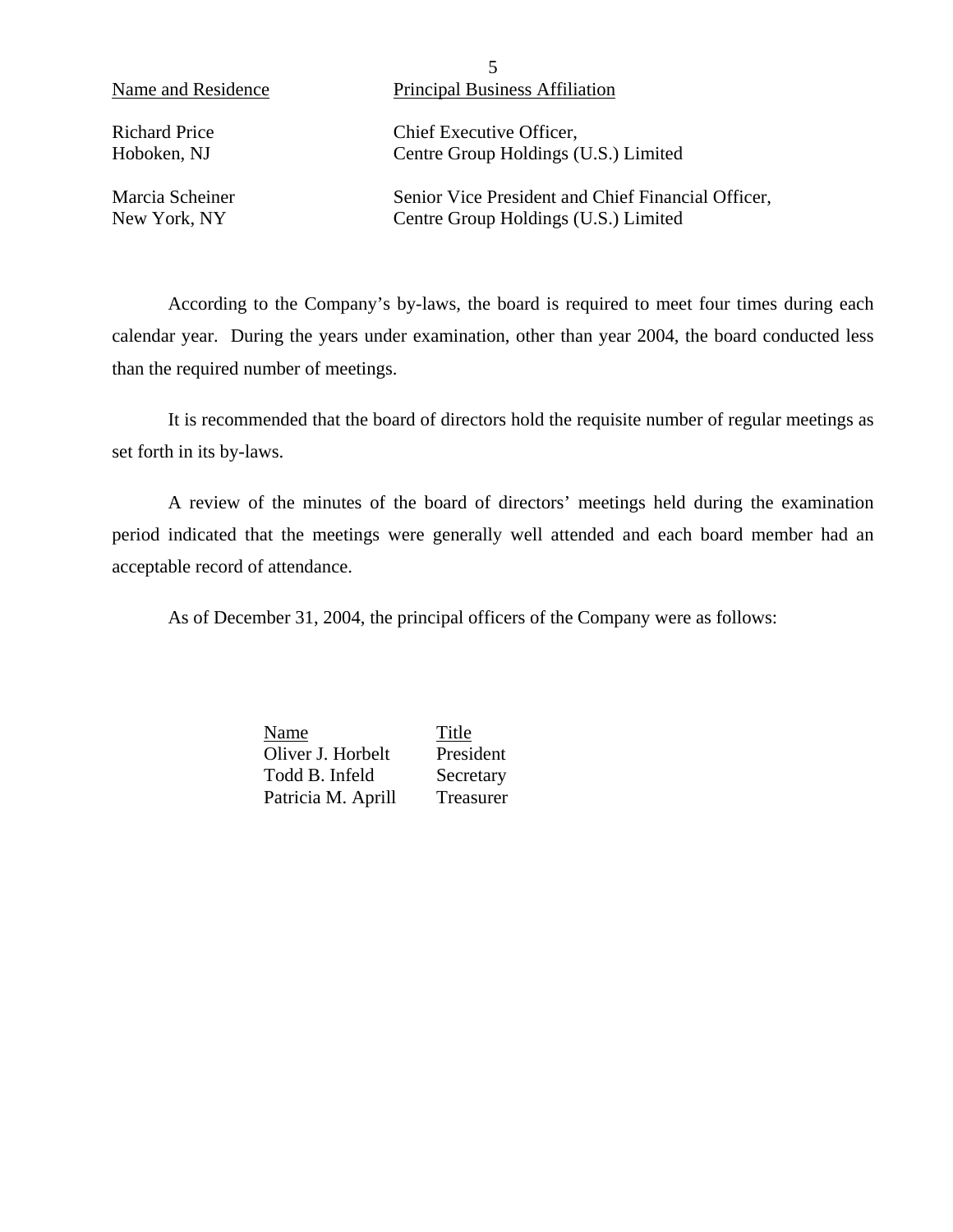| Name and Residence | Principal Business Affiliation |
|---|---|
| Richard Price<br>Hoboken, NJ | Chief Executive Officer,<br>Centre Group Holdings (U.S.) Limited |
| Marcia Scheiner<br>New York, NY | Senior Vice President and Chief Financial Officer,<br>Centre Group Holdings (U.S.) Limited |

According to the Company's by-laws, the board is required to meet four times during each calendar year. During the years under examination, other than year 2004, the board conducted less than the required number of meetings.

It is recommended that the board of directors hold the requisite number of regular meetings as set forth in its by-laws.

A review of the minutes of the board of directors' meetings held during the examination period indicated that the meetings were generally well attended and each board member had an acceptable record of attendance.

As of December 31, 2004, the principal officers of the Company were as follows:

| Name | Title |
|---|---|
| Oliver J. Horbelt | President |
| Todd B. Infeld | Secretary |
| Patricia M. Aprill | Treasurer |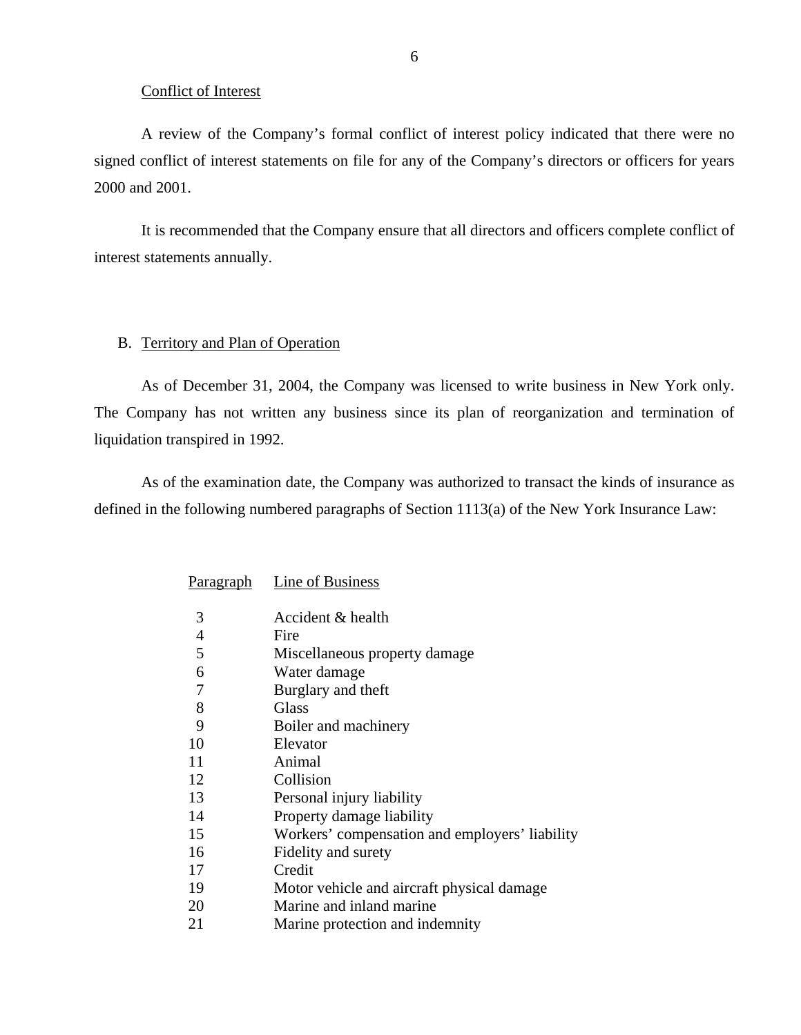Conflict of Interest

A review of the Company's formal conflict of interest policy indicated that there were no signed conflict of interest statements on file for any of the Company's directors or officers for years 2000 and 2001.

It is recommended that the Company ensure that all directors and officers complete conflict of interest statements annually.

## B. Territory and Plan of Operation

As of December 31, 2004, the Company was licensed to write business in New York only. The Company has not written any business since its plan of reorganization and termination of liquidation transpired in 1992.

As of the examination date, the Company was authorized to transact the kinds of insurance as defined in the following numbered paragraphs of Section 1113(a) of the New York Insurance Law:

| Paragraph | Line of Business |
|---|---|
| 3 | Accident & health |
| 4 | Fire |
| 5 | Miscellaneous property damage |
| 6 | Water damage |
| 7 | Burglary and theft |
| 8 | Glass |
| 9 | Boiler and machinery |
| 10 | Elevator |
| 11 | Animal |
| 12 | Collision |
| 13 | Personal injury liability |
| 14 | Property damage liability |
| 15 | Workers' compensation and employers' liability |
| 16 | Fidelity and surety |
| 17 | Credit |
| 19 | Motor vehicle and aircraft physical damage |
| 20 | Marine and inland marine |
| 21 | Marine protection and indemnity |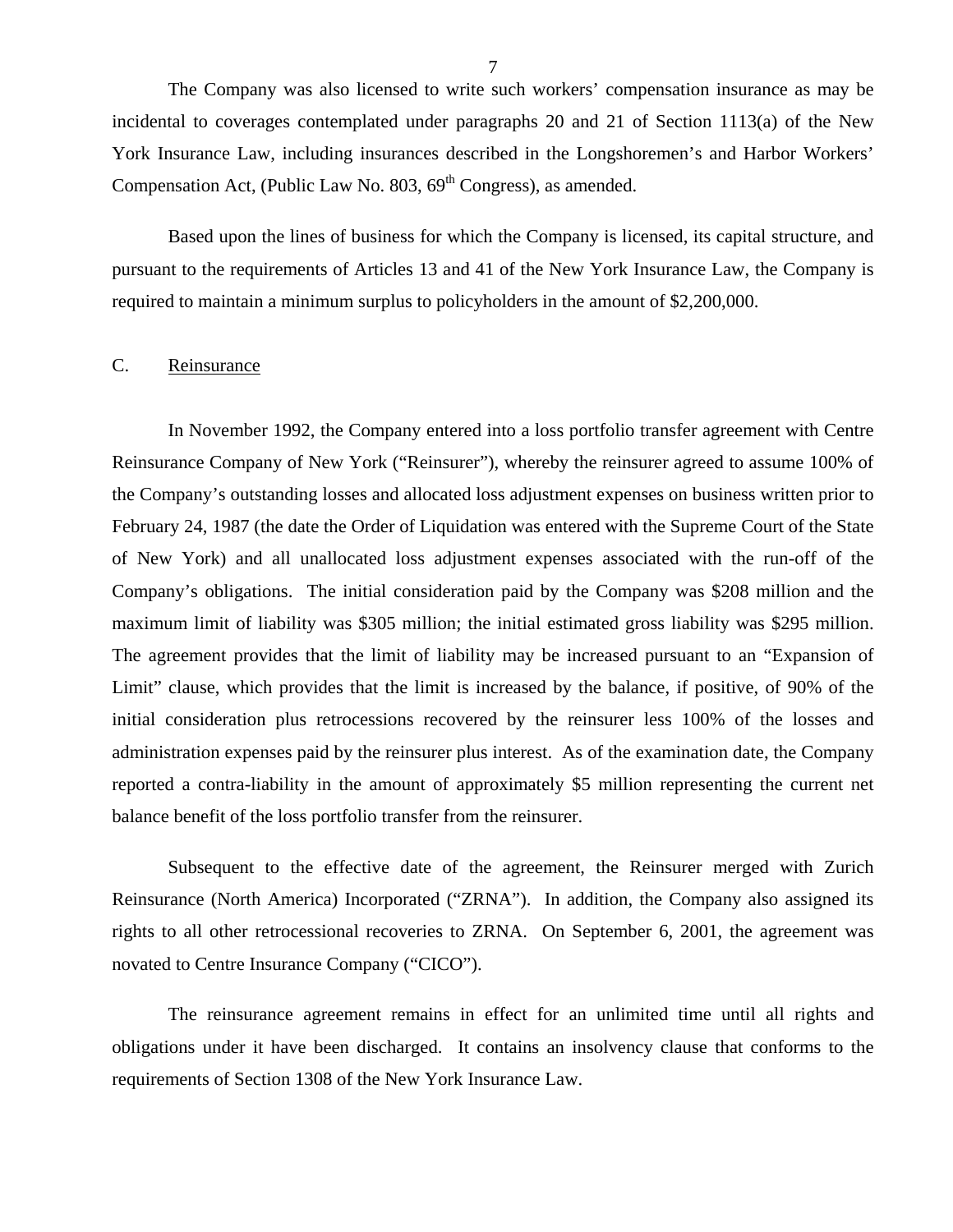The Company was also licensed to write such workers' compensation insurance as may be incidental to coverages contemplated under paragraphs 20 and 21 of Section 1113(a) of the New York Insurance Law, including insurances described in the Longshoremen's and Harbor Workers' Compensation Act, (Public Law No. 803, 69th Congress), as amended.

Based upon the lines of business for which the Company is licensed, its capital structure, and pursuant to the requirements of Articles 13 and 41 of the New York Insurance Law, the Company is required to maintain a minimum surplus to policyholders in the amount of $2,200,000.

## C. Reinsurance

In November 1992, the Company entered into a loss portfolio transfer agreement with Centre Reinsurance Company of New York ("Reinsurer"), whereby the reinsurer agreed to assume 100% of the Company's outstanding losses and allocated loss adjustment expenses on business written prior to February 24, 1987 (the date the Order of Liquidation was entered with the Supreme Court of the State of New York) and all unallocated loss adjustment expenses associated with the run-off of the Company's obligations. The initial consideration paid by the Company was $208 million and the maximum limit of liability was $305 million; the initial estimated gross liability was $295 million. The agreement provides that the limit of liability may be increased pursuant to an "Expansion of Limit" clause, which provides that the limit is increased by the balance, if positive, of 90% of the initial consideration plus retrocessions recovered by the reinsurer less 100% of the losses and administration expenses paid by the reinsurer plus interest. As of the examination date, the Company reported a contra-liability in the amount of approximately $5 million representing the current net balance benefit of the loss portfolio transfer from the reinsurer.

Subsequent to the effective date of the agreement, the Reinsurer merged with Zurich Reinsurance (North America) Incorporated ("ZRNA"). In addition, the Company also assigned its rights to all other retrocessional recoveries to ZRNA. On September 6, 2001, the agreement was novated to Centre Insurance Company ("CICO").

The reinsurance agreement remains in effect for an unlimited time until all rights and obligations under it have been discharged. It contains an insolvency clause that conforms to the requirements of Section 1308 of the New York Insurance Law.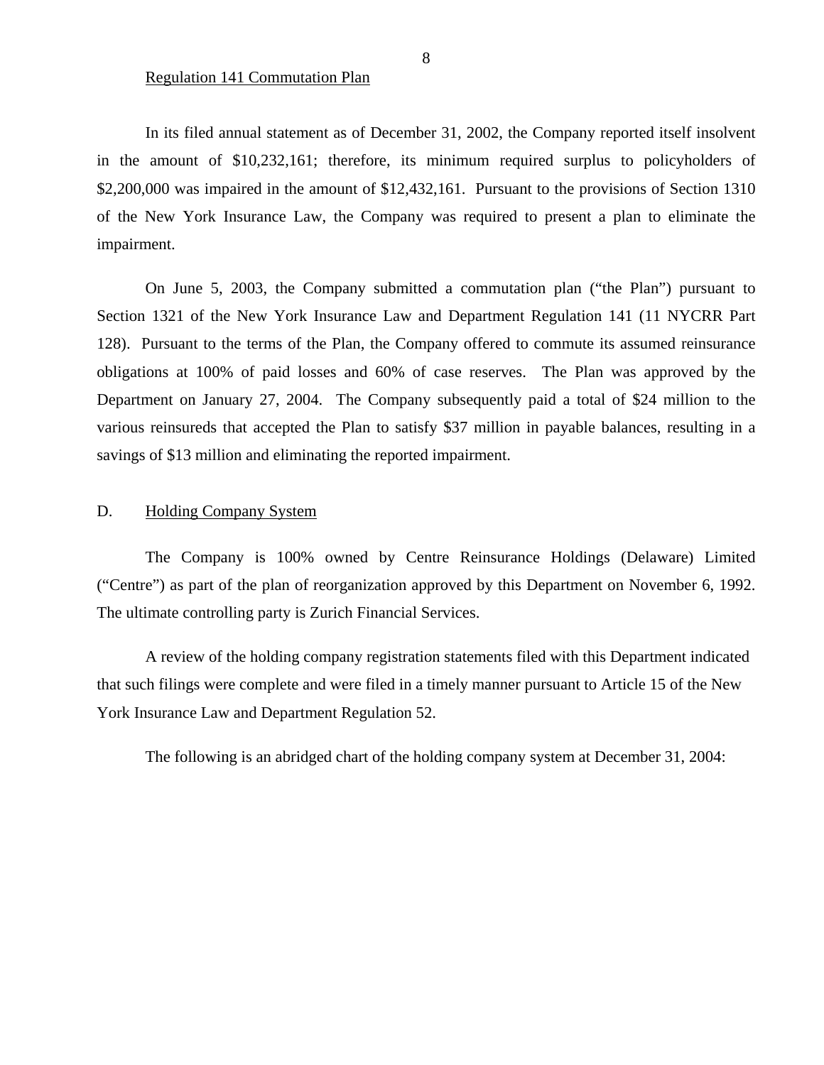Regulation 141 Commutation Plan

In its filed annual statement as of December 31, 2002, the Company reported itself insolvent in the amount of $10,232,161; therefore, its minimum required surplus to policyholders of $2,200,000 was impaired in the amount of $12,432,161. Pursuant to the provisions of Section 1310 of the New York Insurance Law, the Company was required to present a plan to eliminate the impairment.

On June 5, 2003, the Company submitted a commutation plan ("the Plan") pursuant to Section 1321 of the New York Insurance Law and Department Regulation 141 (11 NYCRR Part 128). Pursuant to the terms of the Plan, the Company offered to commute its assumed reinsurance obligations at 100% of paid losses and 60% of case reserves. The Plan was approved by the Department on January 27, 2004. The Company subsequently paid a total of $24 million to the various reinsureds that accepted the Plan to satisfy $37 million in payable balances, resulting in a savings of $13 million and eliminating the reported impairment.

## D. Holding Company System

The Company is 100% owned by Centre Reinsurance Holdings (Delaware) Limited ("Centre") as part of the plan of reorganization approved by this Department on November 6, 1992. The ultimate controlling party is Zurich Financial Services.

A review of the holding company registration statements filed with this Department indicated that such filings were complete and were filed in a timely manner pursuant to Article 15 of the New York Insurance Law and Department Regulation 52.

The following is an abridged chart of the holding company system at December 31, 2004: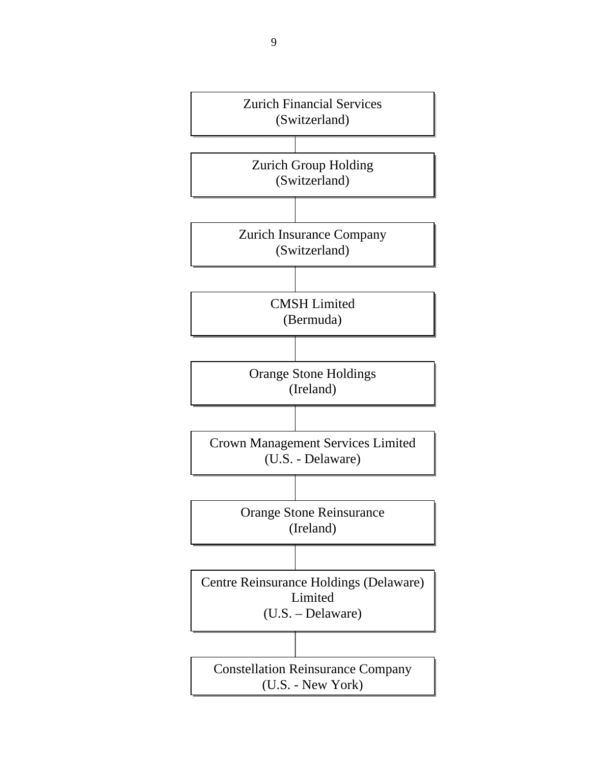Zurich Financial Services
(Switzerland)

↓

Zurich Group Holding
(Switzerland)

↓

Zurich Insurance Company
(Switzerland)

↓

CMSH Limited
(Bermuda)

↓

Orange Stone Holdings
(Ireland)

↓

Crown Management Services Limited
(U.S. - Delaware)

↓

Orange Stone Reinsurance
(Ireland)

↓

Centre Reinsurance Holdings (Delaware) Limited
(U.S. – Delaware)

↓

Constellation Reinsurance Company
(U.S. - New York)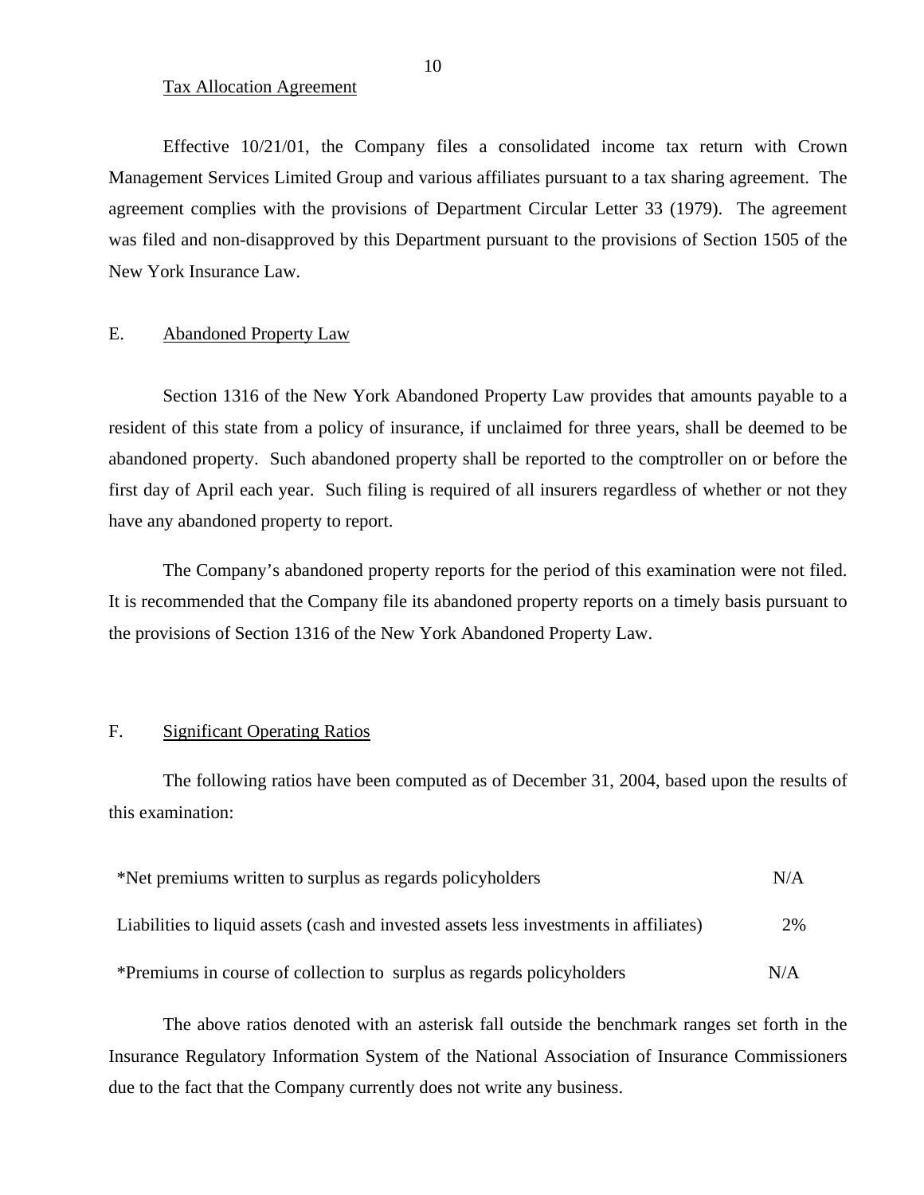Tax Allocation Agreement

Effective 10/21/01, the Company files a consolidated income tax return with Crown Management Services Limited Group and various affiliates pursuant to a tax sharing agreement. The agreement complies with the provisions of Department Circular Letter 33 (1979). The agreement was filed and non-disapproved by this Department pursuant to the provisions of Section 1505 of the New York Insurance Law.

## E. Abandoned Property Law

Section 1316 of the New York Abandoned Property Law provides that amounts payable to a resident of this state from a policy of insurance, if unclaimed for three years, shall be deemed to be abandoned property. Such abandoned property shall be reported to the comptroller on or before the first day of April each year. Such filing is required of all insurers regardless of whether or not they have any abandoned property to report.

The Company's abandoned property reports for the period of this examination were not filed. It is recommended that the Company file its abandoned property reports on a timely basis pursuant to the provisions of Section 1316 of the New York Abandoned Property Law.

## F. Significant Operating Ratios

The following ratios have been computed as of December 31, 2004, based upon the results of this examination:

| | |
|---|---|
| *Net premiums written to surplus as regards policyholders | N/A |
| Liabilities to liquid assets (cash and invested assets less investments in affiliates) | 2% |
| *Premiums in course of collection to surplus as regards policyholders | N/A |

The above ratios denoted with an asterisk fall outside the benchmark ranges set forth in the Insurance Regulatory Information System of the National Association of Insurance Commissioners due to the fact that the Company currently does not write any business.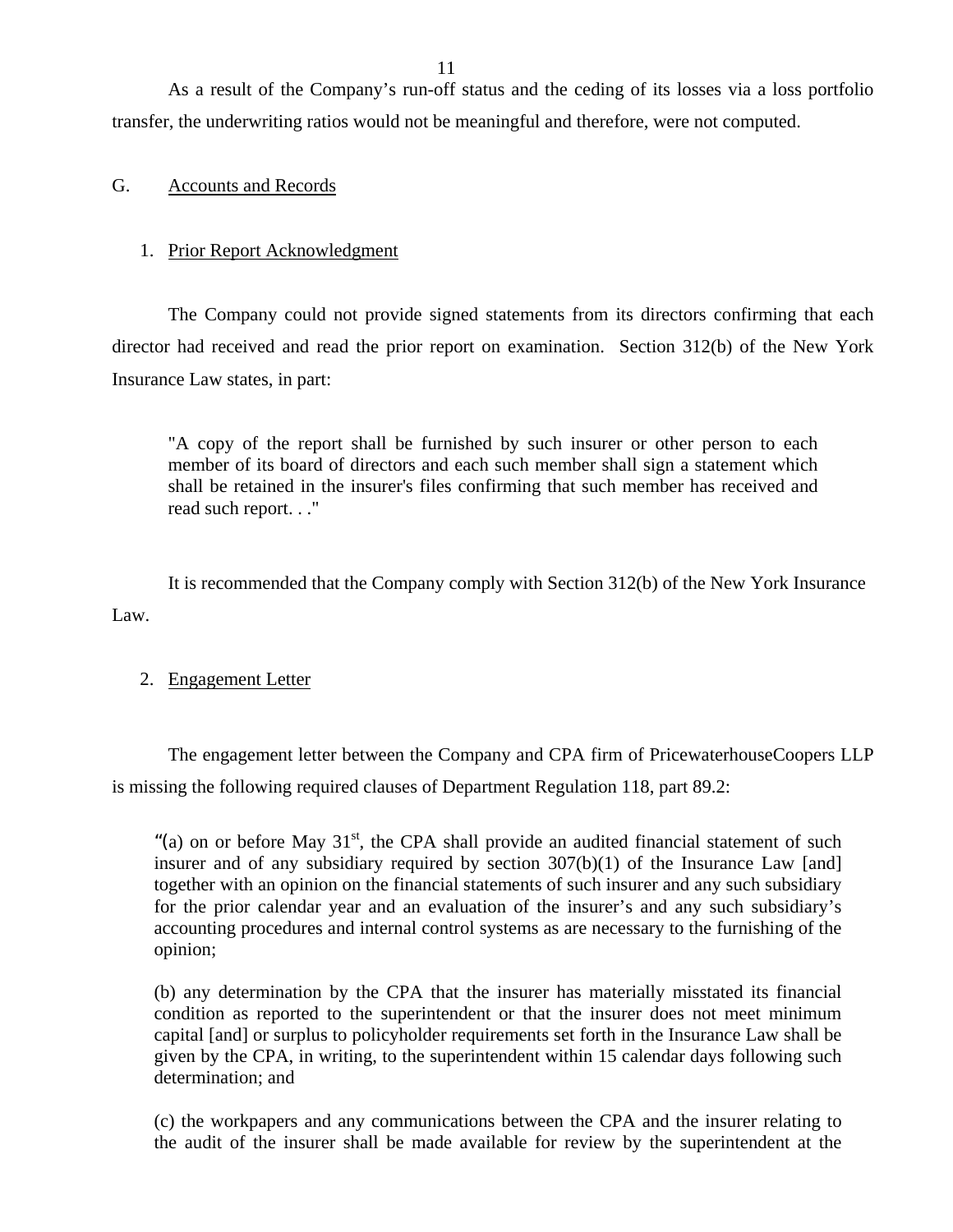As a result of the Company's run-off status and the ceding of its losses via a loss portfolio transfer, the underwriting ratios would not be meaningful and therefore, were not computed.

## G. Accounts and Records

### 1. Prior Report Acknowledgment

The Company could not provide signed statements from its directors confirming that each director had received and read the prior report on examination. Section 312(b) of the New York Insurance Law states, in part:

> "A copy of the report shall be furnished by such insurer or other person to each member of its board of directors and each such member shall sign a statement which shall be retained in the insurer's files confirming that such member has received and read such report. . ."

It is recommended that the Company comply with Section 312(b) of the New York Insurance Law.

### 2. Engagement Letter

The engagement letter between the Company and CPA firm of PricewaterhouseCoopers LLP is missing the following required clauses of Department Regulation 118, part 89.2:

> "(a) on or before May 31st, the CPA shall provide an audited financial statement of such insurer and of any subsidiary required by section 307(b)(1) of the Insurance Law [and] together with an opinion on the financial statements of such insurer and any such subsidiary for the prior calendar year and an evaluation of the insurer's and any such subsidiary's accounting procedures and internal control systems as are necessary to the furnishing of the opinion;
>
> (b) any determination by the CPA that the insurer has materially misstated its financial condition as reported to the superintendent or that the insurer does not meet minimum capital [and] or surplus to policyholder requirements set forth in the Insurance Law shall be given by the CPA, in writing, to the superintendent within 15 calendar days following such determination; and
>
> (c) the workpapers and any communications between the CPA and the insurer relating to the audit of the insurer shall be made available for review by the superintendent at the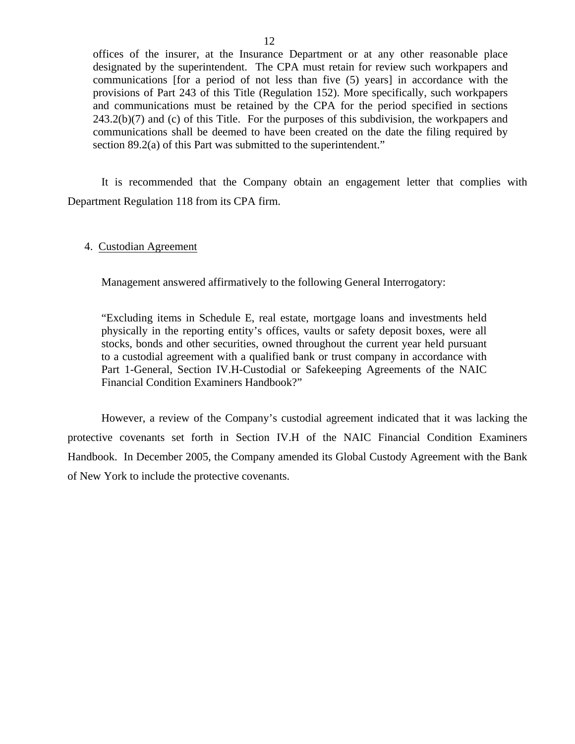> offices of the insurer, at the Insurance Department or at any other reasonable place designated by the superintendent. The CPA must retain for review such workpapers and communications [for a period of not less than five (5) years] in accordance with the provisions of Part 243 of this Title (Regulation 152). More specifically, such workpapers and communications must be retained by the CPA for the period specified in sections 243.2(b)(7) and (c) of this Title. For the purposes of this subdivision, the workpapers and communications shall be deemed to have been created on the date the filing required by section 89.2(a) of this Part was submitted to the superintendent."

It is recommended that the Company obtain an engagement letter that complies with Department Regulation 118 from its CPA firm.

4. Custodian Agreement

Management answered affirmatively to the following General Interrogatory:

> "Excluding items in Schedule E, real estate, mortgage loans and investments held physically in the reporting entity's offices, vaults or safety deposit boxes, were all stocks, bonds and other securities, owned throughout the current year held pursuant to a custodial agreement with a qualified bank or trust company in accordance with Part 1-General, Section IV.H-Custodial or Safekeeping Agreements of the NAIC Financial Condition Examiners Handbook?"

However, a review of the Company's custodial agreement indicated that it was lacking the protective covenants set forth in Section IV.H of the NAIC Financial Condition Examiners Handbook. In December 2005, the Company amended its Global Custody Agreement with the Bank of New York to include the protective covenants.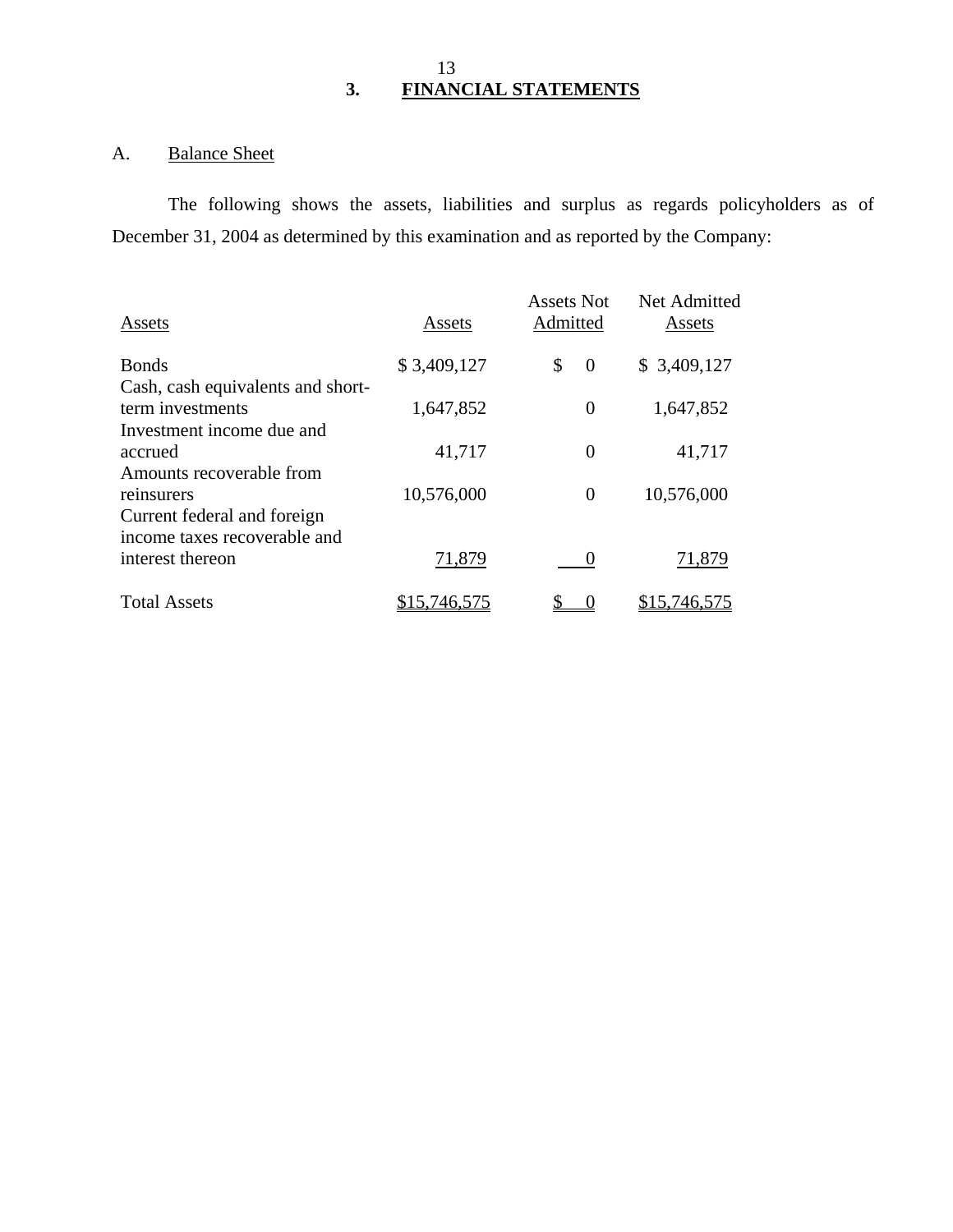## 3. FINANCIAL STATEMENTS

### A. Balance Sheet

The following shows the assets, liabilities and surplus as regards policyholders as of December 31, 2004 as determined by this examination and as reported by the Company:

| Assets | Assets | Assets Not Admitted | Net Admitted Assets |
|---|---|---|---|
| Bonds | $ 3,409,127 | $ 0 | $ 3,409,127 |
| Cash, cash equivalents and short-term investments | 1,647,852 | 0 | 1,647,852 |
| Investment income due and accrued | 41,717 | 0 | 41,717 |
| Amounts recoverable from reinsurers | 10,576,000 | 0 | 10,576,000 |
| Current federal and foreign income taxes recoverable and interest thereon | 71,879 | 0 | 71,879 |
| Total Assets | $15,746,575 | $ 0 | $15,746,575 |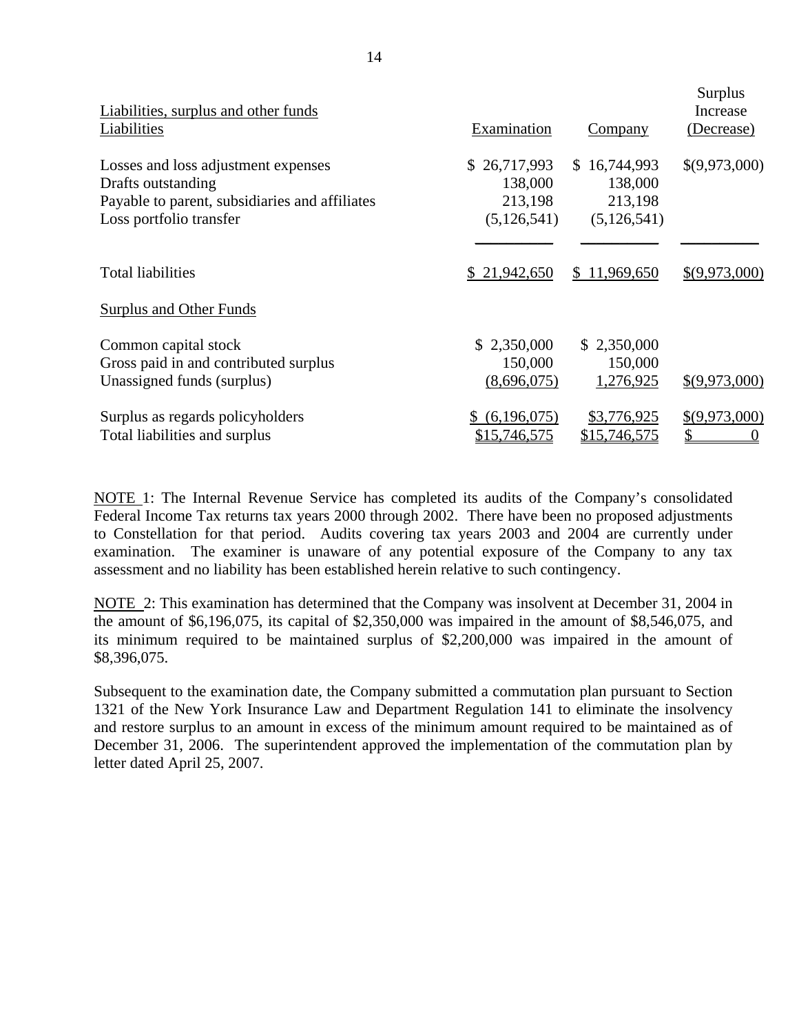| Liabilities, surplus and other funds<br>Liabilities | Examination | Company | Surplus Increase (Decrease) |
|---|---|---|---|
| Losses and loss adjustment expenses | $ 26,717,993 | $ 16,744,993 | $(9,973,000) |
| Drafts outstanding | 138,000 | 138,000 | |
| Payable to parent, subsidiaries and affiliates | 213,198 | 213,198 | |
| Loss portfolio transfer | (5,126,541) | (5,126,541) | |
| Total liabilities | $ 21,942,650 | $ 11,969,650 | $(9,973,000) |
| **Surplus and Other Funds** | | | |
| Common capital stock | $ 2,350,000 | $ 2,350,000 | |
| Gross paid in and contributed surplus | 150,000 | 150,000 | |
| Unassigned funds (surplus) | (8,696,075) | 1,276,925 | $(9,973,000) |
| Surplus as regards policyholders | $ (6,196,075) | $3,776,925 | $(9,973,000) |
| Total liabilities and surplus | $15,746,575 | $15,746,575 | $ 0 |

NOTE 1: The Internal Revenue Service has completed its audits of the Company's consolidated Federal Income Tax returns tax years 2000 through 2002. There have been no proposed adjustments to Constellation for that period. Audits covering tax years 2003 and 2004 are currently under examination. The examiner is unaware of any potential exposure of the Company to any tax assessment and no liability has been established herein relative to such contingency.

NOTE 2: This examination has determined that the Company was insolvent at December 31, 2004 in the amount of $6,196,075, its capital of $2,350,000 was impaired in the amount of $8,546,075, and its minimum required to be maintained surplus of $2,200,000 was impaired in the amount of $8,396,075.

Subsequent to the examination date, the Company submitted a commutation plan pursuant to Section 1321 of the New York Insurance Law and Department Regulation 141 to eliminate the insolvency and restore surplus to an amount in excess of the minimum amount required to be maintained as of December 31, 2006. The superintendent approved the implementation of the commutation plan by letter dated April 25, 2007.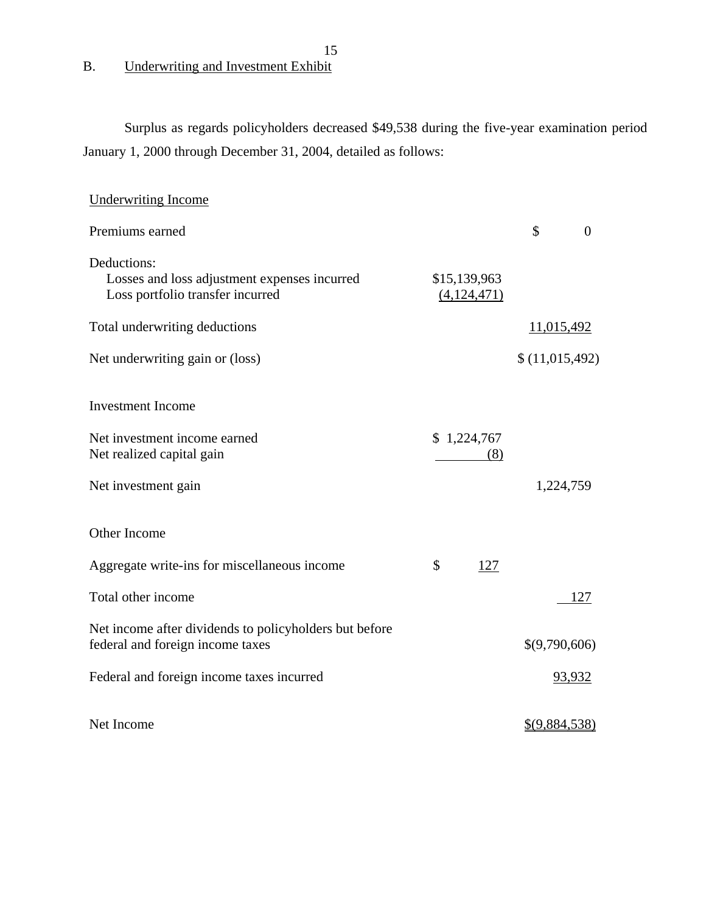## B. Underwriting and Investment Exhibit

Surplus as regards policyholders decreased $49,538 during the five-year examination period January 1, 2000 through December 31, 2004, detailed as follows:

| | | |
|---|---|---|
| Underwriting Income | | |
| Premiums earned | | $ 0 |
| Deductions: | | |
| Losses and loss adjustment expenses incurred | $15,139,963 | |
| Loss portfolio transfer incurred | (4,124,471) | |
| Total underwriting deductions | | 11,015,492 |
| Net underwriting gain or (loss) | | $ (11,015,492) |
| Investment Income | | |
| Net investment income earned | $ 1,224,767 | |
| Net realized capital gain | (8) | |
| Net investment gain | | 1,224,759 |
| Other Income | | |
| Aggregate write-ins for miscellaneous income | $ 127 | |
| Total other income | | 127 |
| Net income after dividends to policyholders but before federal and foreign income taxes | | $(9,790,606) |
| Federal and foreign income taxes incurred | | 93,932 |
| Net Income | | $(9,884,538) |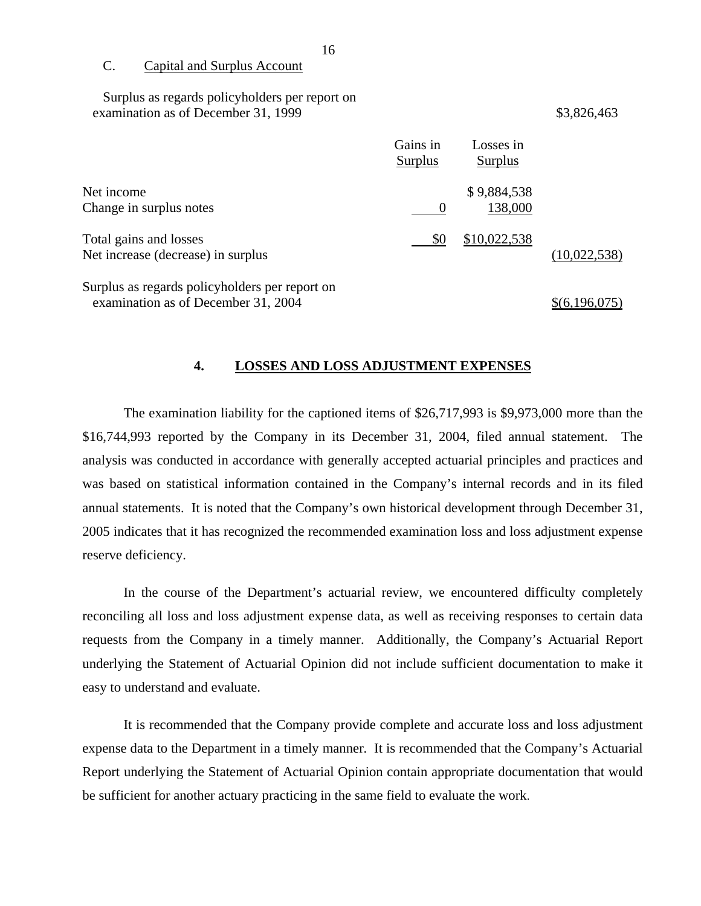C. Capital and Surplus Account

| | Gains in Surplus | Losses in Surplus | |
|---|---|---|---|
| Surplus as regards policyholders per report on examination as of December 31, 1999 | | | $3,826,463 |
| Net income | | $ 9,884,538 | |
| Change in surplus notes | 0 | 138,000 | |
| Total gains and losses | $0 | $10,022,538 | |
| Net increase (decrease) in surplus | | | (10,022,538) |
| Surplus as regards policyholders per report on examination as of December 31, 2004 | | | $(6,196,075) |

## 4. LOSSES AND LOSS ADJUSTMENT EXPENSES

The examination liability for the captioned items of $26,717,993 is $9,973,000 more than the $16,744,993 reported by the Company in its December 31, 2004, filed annual statement. The analysis was conducted in accordance with generally accepted actuarial principles and practices and was based on statistical information contained in the Company's internal records and in its filed annual statements. It is noted that the Company's own historical development through December 31, 2005 indicates that it has recognized the recommended examination loss and loss adjustment expense reserve deficiency.

In the course of the Department's actuarial review, we encountered difficulty completely reconciling all loss and loss adjustment expense data, as well as receiving responses to certain data requests from the Company in a timely manner. Additionally, the Company's Actuarial Report underlying the Statement of Actuarial Opinion did not include sufficient documentation to make it easy to understand and evaluate.

It is recommended that the Company provide complete and accurate loss and loss adjustment expense data to the Department in a timely manner. It is recommended that the Company's Actuarial Report underlying the Statement of Actuarial Opinion contain appropriate documentation that would be sufficient for another actuary practicing in the same field to evaluate the work.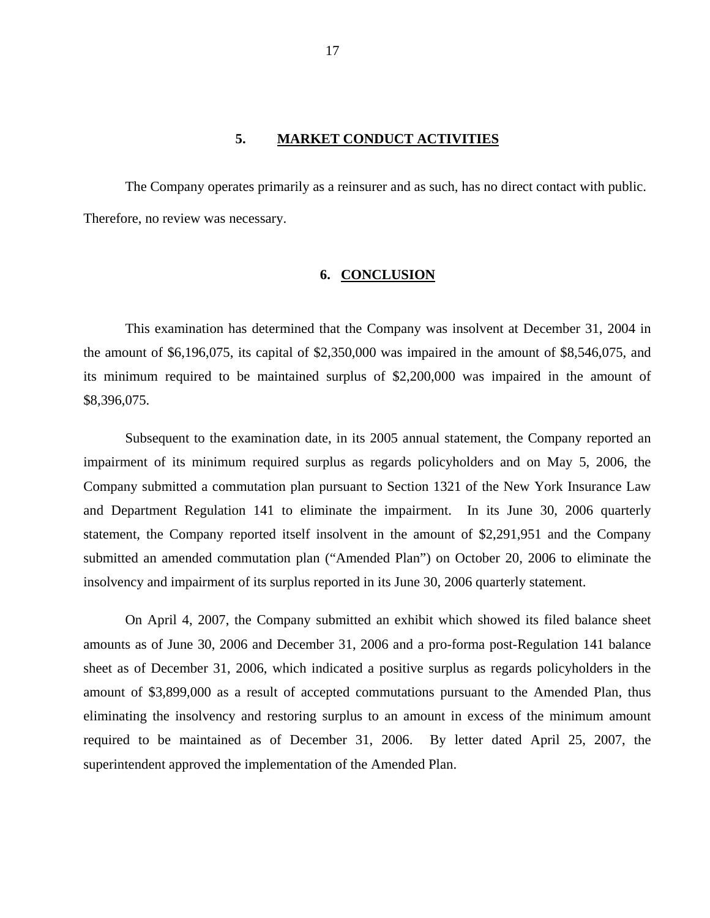## 5. MARKET CONDUCT ACTIVITIES

The Company operates primarily as a reinsurer and as such, has no direct contact with public. Therefore, no review was necessary.

## 6. CONCLUSION

This examination has determined that the Company was insolvent at December 31, 2004 in the amount of $6,196,075, its capital of $2,350,000 was impaired in the amount of $8,546,075, and its minimum required to be maintained surplus of $2,200,000 was impaired in the amount of $8,396,075.

Subsequent to the examination date, in its 2005 annual statement, the Company reported an impairment of its minimum required surplus as regards policyholders and on May 5, 2006, the Company submitted a commutation plan pursuant to Section 1321 of the New York Insurance Law and Department Regulation 141 to eliminate the impairment. In its June 30, 2006 quarterly statement, the Company reported itself insolvent in the amount of $2,291,951 and the Company submitted an amended commutation plan ("Amended Plan") on October 20, 2006 to eliminate the insolvency and impairment of its surplus reported in its June 30, 2006 quarterly statement.

On April 4, 2007, the Company submitted an exhibit which showed its filed balance sheet amounts as of June 30, 2006 and December 31, 2006 and a pro-forma post-Regulation 141 balance sheet as of December 31, 2006, which indicated a positive surplus as regards policyholders in the amount of $3,899,000 as a result of accepted commutations pursuant to the Amended Plan, thus eliminating the insolvency and restoring surplus to an amount in excess of the minimum amount required to be maintained as of December 31, 2006. By letter dated April 25, 2007, the superintendent approved the implementation of the Amended Plan.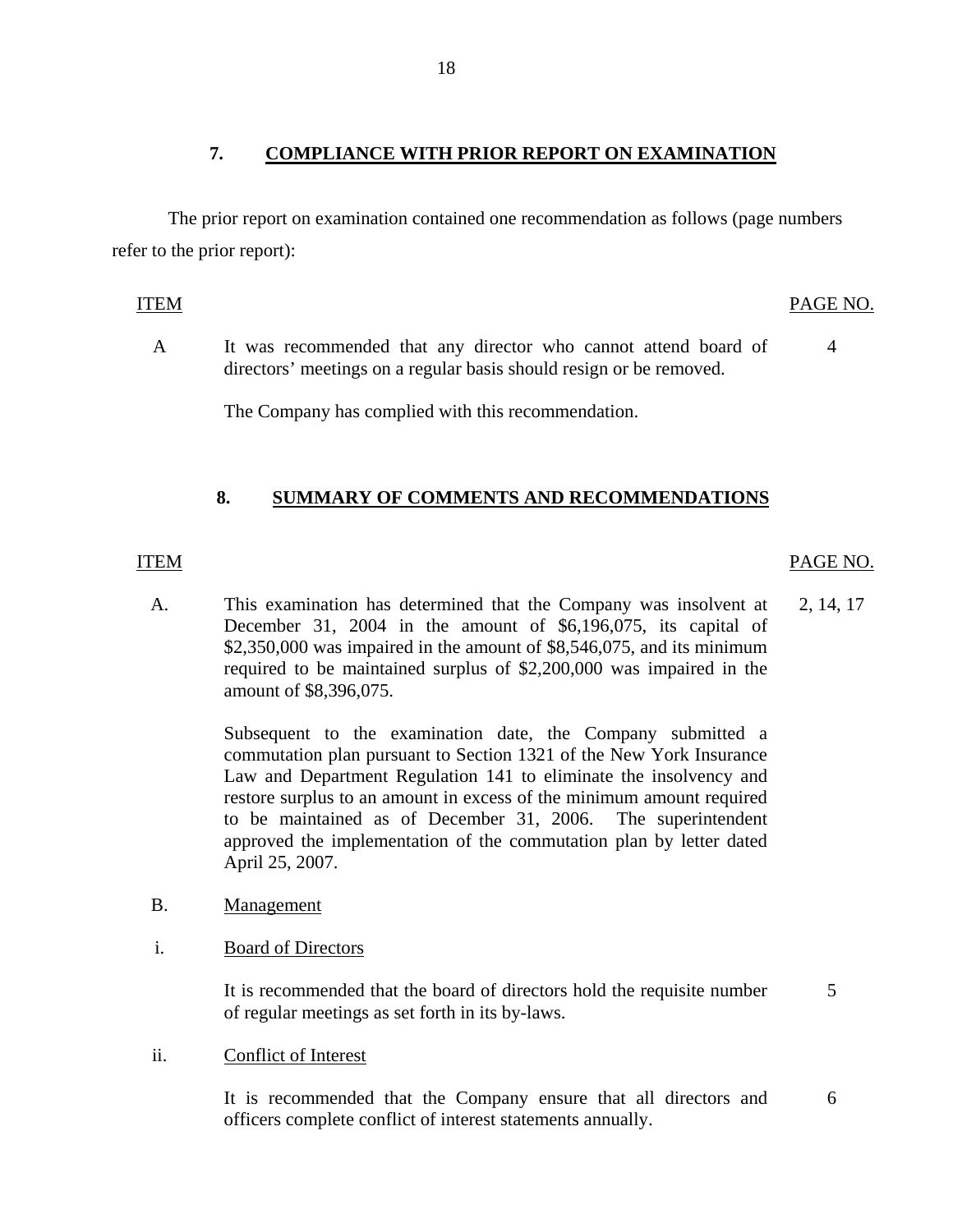## 7. COMPLIANCE WITH PRIOR REPORT ON EXAMINATION

The prior report on examination contained one recommendation as follows (page numbers refer to the prior report):

| ITEM | | PAGE NO. |
|---|---|---|
| A | It was recommended that any director who cannot attend board of directors' meetings on a regular basis should resign or be removed.<br><br>The Company has complied with this recommendation. | 4 |

## 8. SUMMARY OF COMMENTS AND RECOMMENDATIONS

| ITEM | | PAGE NO. |
|---|---|---|
| A. | This examination has determined that the Company was insolvent at December 31, 2004 in the amount of $6,196,075, its capital of $2,350,000 was impaired in the amount of $8,546,075, and its minimum required to be maintained surplus of $2,200,000 was impaired in the amount of $8,396,075.<br><br>Subsequent to the examination date, the Company submitted a commutation plan pursuant to Section 1321 of the New York Insurance Law and Department Regulation 141 to eliminate the insolvency and restore surplus to an amount in excess of the minimum amount required to be maintained as of December 31, 2006. The superintendent approved the implementation of the commutation plan by letter dated April 25, 2007. | 2, 14, 17 |
| B. | Management | |
| i. | Board of Directors<br><br>It is recommended that the board of directors hold the requisite number of regular meetings as set forth in its by-laws. | 5 |
| ii. | Conflict of Interest<br><br>It is recommended that the Company ensure that all directors and officers complete conflict of interest statements annually. | 6 |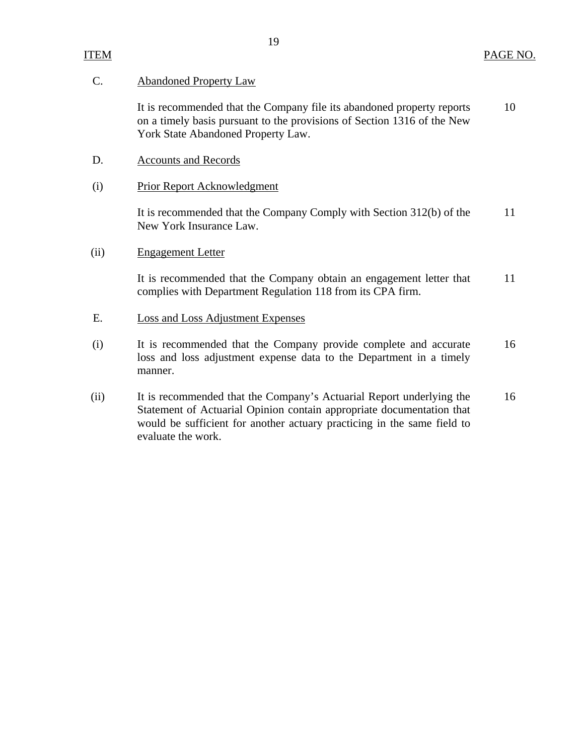| ITEM | | PAGE NO. |
|---|---|---|
| C. | Abandoned Property Law | |
| | It is recommended that the Company file its abandoned property reports on a timely basis pursuant to the provisions of Section 1316 of the New York State Abandoned Property Law. | 10 |
| D. | Accounts and Records | |
| (i) | Prior Report Acknowledgment | |
| | It is recommended that the Company Comply with Section 312(b) of the New York Insurance Law. | 11 |
| (ii) | Engagement Letter | |
| | It is recommended that the Company obtain an engagement letter that complies with Department Regulation 118 from its CPA firm. | 11 |
| E. | Loss and Loss Adjustment Expenses | |
| (i) | It is recommended that the Company provide complete and accurate loss and loss adjustment expense data to the Department in a timely manner. | 16 |
| (ii) | It is recommended that the Company's Actuarial Report underlying the Statement of Actuarial Opinion contain appropriate documentation that would be sufficient for another actuary practicing in the same field to evaluate the work. | 16 |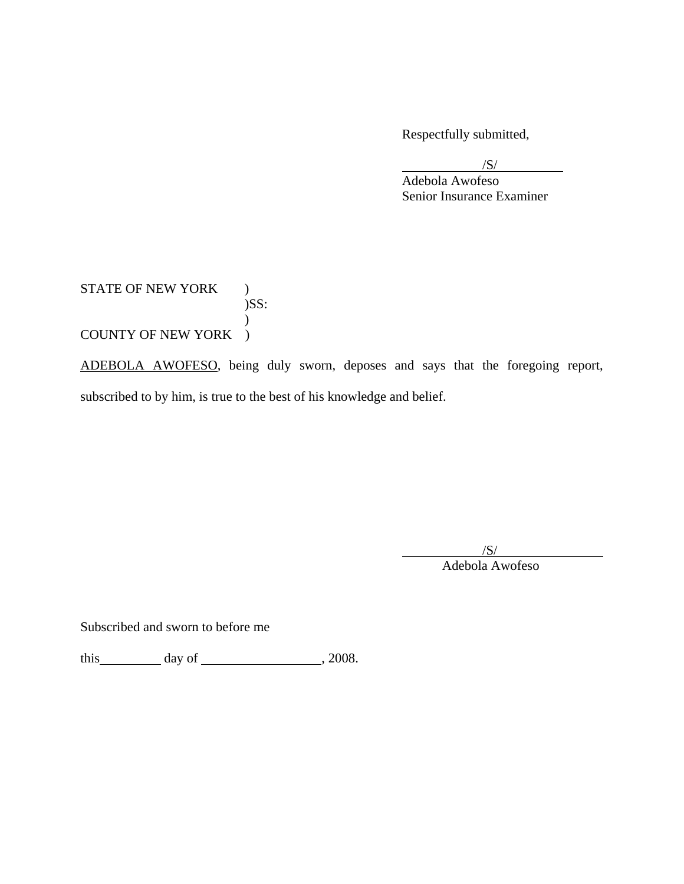Respectfully submitted,

/S/
Adebola Awofeso
Senior Insurance Examiner

STATE OF NEW YORK )
)SS:
)
COUNTY OF NEW YORK )

ADEBOLA AWOFESO, being duly sworn, deposes and says that the foregoing report, subscribed to by him, is true to the best of his knowledge and belief.

/S/
Adebola Awofeso

Subscribed and sworn to before me

this __________ day of __________________, 2008.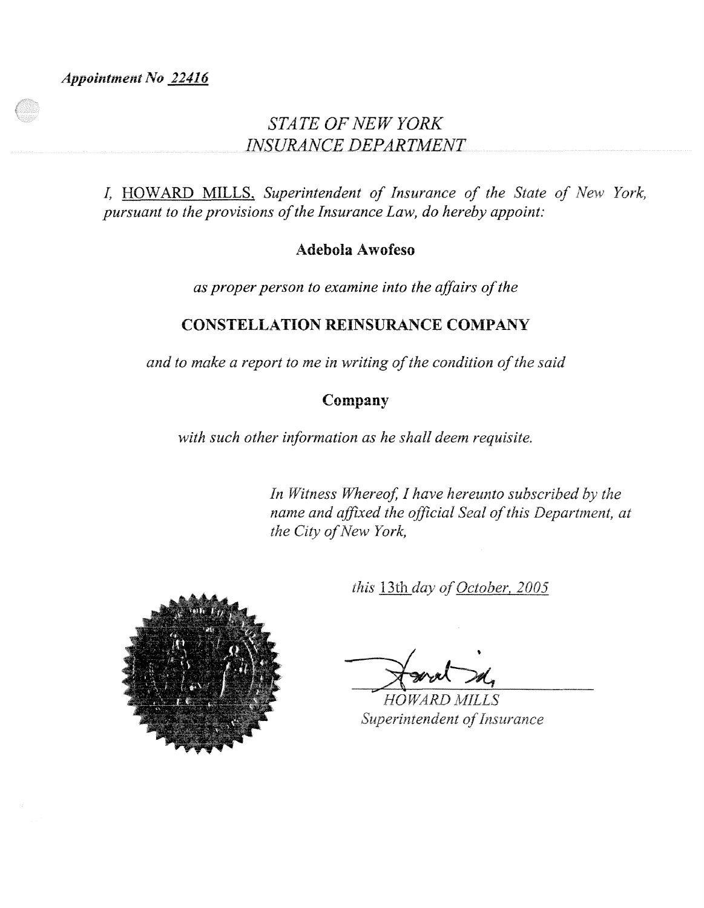*Appointment No 22416*

# *STATE OF NEW YORK*
# *INSURANCE DEPARTMENT*

*I,* HOWARD MILLS, *Superintendent of Insurance of the State of New York, pursuant to the provisions of the Insurance Law, do hereby appoint:*

**Adebola Awofeso**

*as proper person to examine into the affairs of the*

**CONSTELLATION REINSURANCE COMPANY**

*and to make a report to me in writing of the condition of the said*

**Company**

*with such other information as he shall deem requisite.*

*In Witness Whereof, I have hereunto subscribed by the name and affixed the official Seal of this Department, at the City of New York,*

*this* 13th *day of* *October, 2005*

*HOWARD MILLS*
*Superintendent of Insurance*